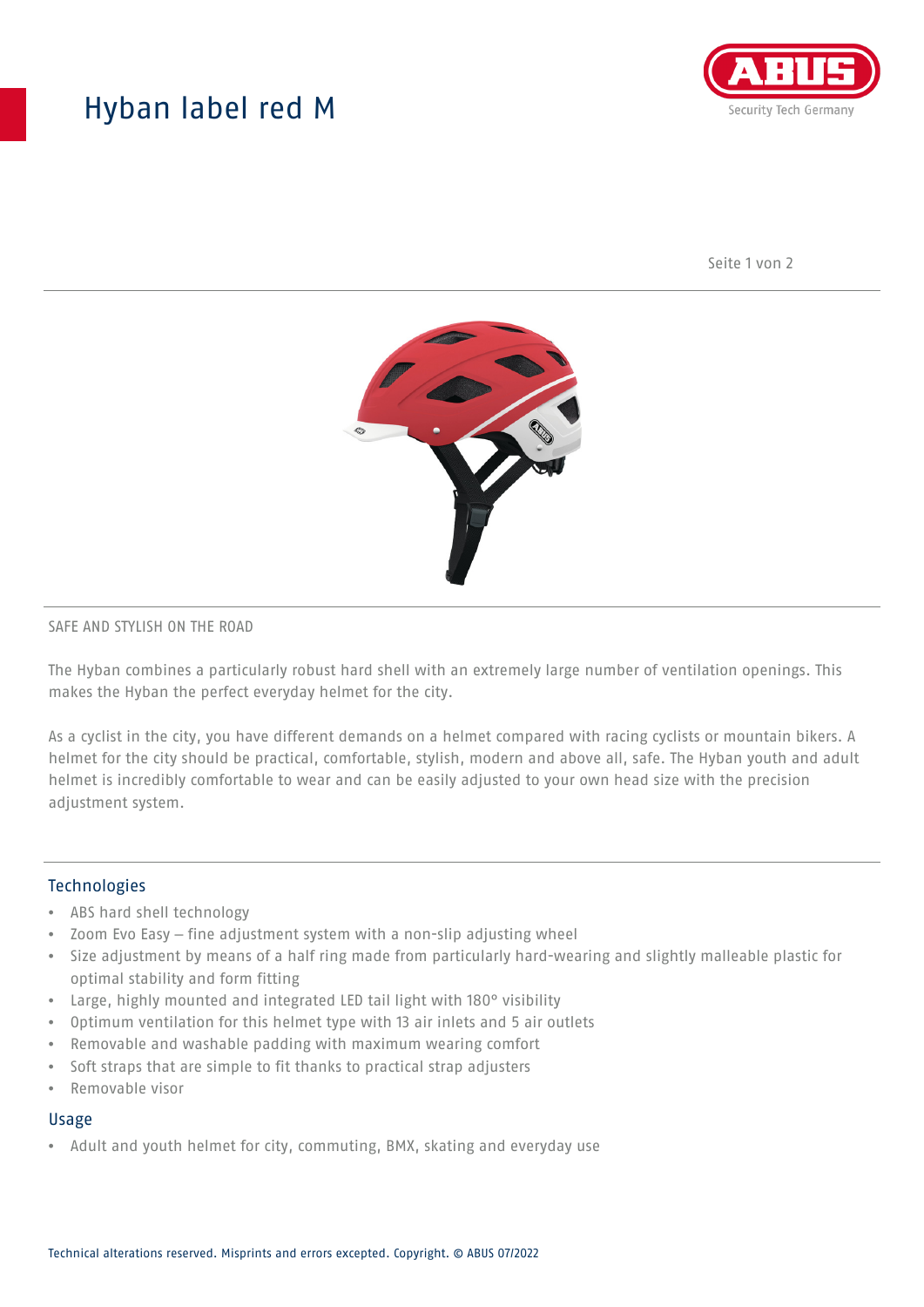# Hyban label red M

SAFE AND STYLISH ON THE ROAD

The Hyban combines a particularly robust hard shell with an extremely large number of ventilation openings. This makes the Hyban the perfect everyday helmet for the city.

As a cyclist in the city, you have different demands on a helmet compared with racing cyclists or mountain bikers. A helmet for the city should be practical, comfortable, stylish, modern and above all, safe. The Hyban youth and adult helmet is incredibly comfortable to wear and can be easily adjusted to your own head size with the precision adjustment system.

## Technologies

- ABS hard shell technology
- Zoom Evo Easy – fine adjustment system with a non-slip adjusting wheel
- Size adjustment by means of a half ring made from particularly hard-wearing and slightly malleable plastic for optimal stability and form fitting
- Large, highly mounted and integrated LED tail light with 180° visibility
- Optimum ventilation for this helmet type with 13 air inlets and 5 air outlets
- Removable and washable padding with maximum wearing comfort
- Soft straps that are simple to fit thanks to practical strap adjusters
- Removable visor

## Usage

- Adult and youth helmet for city, commuting, BMX, skating and everyday use

Technical alterations reserved. Misprints and errors excepted. Copyright. © ABUS 07/2022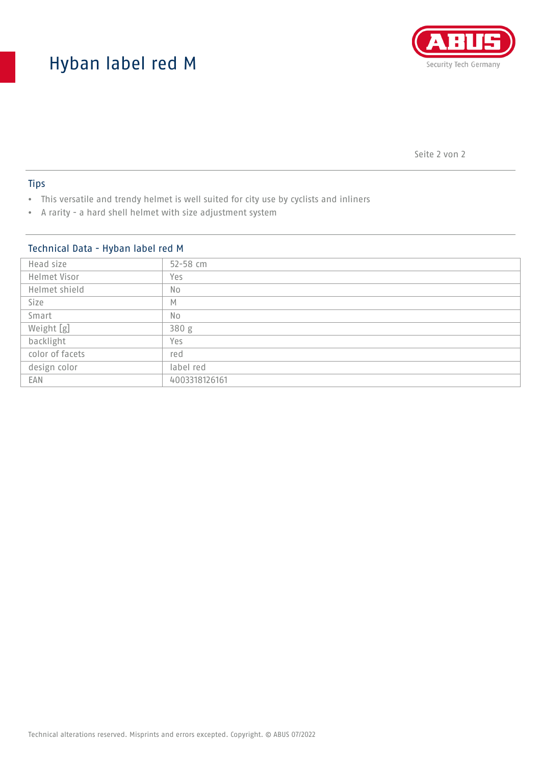# Hyban label red M

## Tips

- This versatile and trendy helmet is well suited for city use by cyclists and inliners
- A rarity - a hard shell helmet with size adjustment system

## Technical Data - Hyban label red M

| | |
|---|---|
| Head size | 52-58 cm |
| Helmet Visor | Yes |
| Helmet shield | No |
| Size | M |
| Smart | No |
| Weight [g] | 380 g |
| backlight | Yes |
| color of facets | red |
| design color | label red |
| EAN | 4003318126161 |

Technical alterations reserved. Misprints and errors excepted. Copyright. © ABUS 07/2022